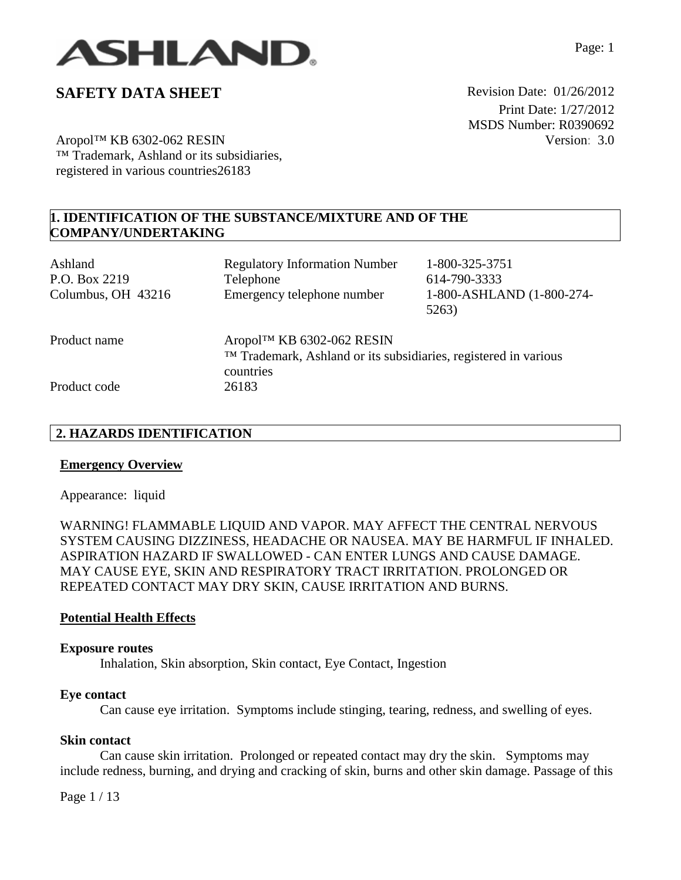ASHLAND.

# SAFETY DATA SHEET

Revision Date: 01/26/2012
Print Date: 1/27/2012
MSDS Number: R0390692
Version: 3.0

Aropol™ KB 6302-062 RESIN
™ Trademark, Ashland or its subsidiaries, registered in various countries26183

## 1. IDENTIFICATION OF THE SUBSTANCE/MIXTURE AND OF THE COMPANY/UNDERTAKING

| | | |
|---|---|---|
| Ashland | Regulatory Information Number | 1-800-325-3751 |
| P.O. Box 2219 | Telephone | 614-790-3333 |
| Columbus, OH 43216 | Emergency telephone number | 1-800-ASHLAND (1-800-274-5263) |

| | |
|---|---|
| Product name | Aropol™ KB 6302-062 RESIN<br>™ Trademark, Ashland or its subsidiaries, registered in various countries |
| Product code | 26183 |

## 2. HAZARDS IDENTIFICATION

### Emergency Overview

Appearance: liquid

WARNING! FLAMMABLE LIQUID AND VAPOR. MAY AFFECT THE CENTRAL NERVOUS SYSTEM CAUSING DIZZINESS, HEADACHE OR NAUSEA. MAY BE HARMFUL IF INHALED. ASPIRATION HAZARD IF SWALLOWED - CAN ENTER LUNGS AND CAUSE DAMAGE. MAY CAUSE EYE, SKIN AND RESPIRATORY TRACT IRRITATION. PROLONGED OR REPEATED CONTACT MAY DRY SKIN, CAUSE IRRITATION AND BURNS.

### Potential Health Effects

**Exposure routes**

Inhalation, Skin absorption, Skin contact, Eye Contact, Ingestion

**Eye contact**

Can cause eye irritation. Symptoms include stinging, tearing, redness, and swelling of eyes.

**Skin contact**

Can cause skin irritation. Prolonged or repeated contact may dry the skin. Symptoms may include redness, burning, and drying and cracking of skin, burns and other skin damage. Passage of this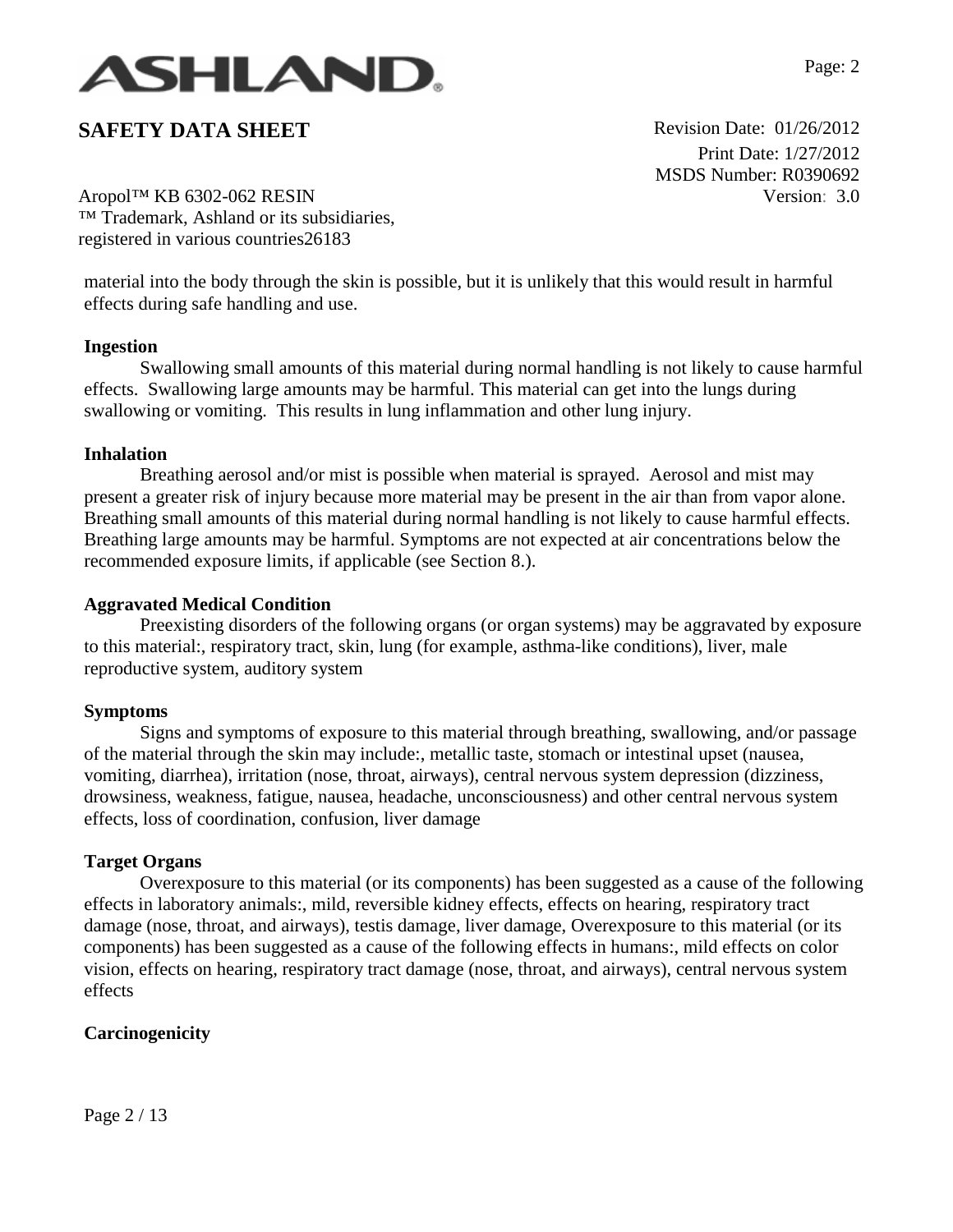material into the body through the skin is possible, but it is unlikely that this would result in harmful effects during safe handling and use.

**Ingestion**

Swallowing small amounts of this material during normal handling is not likely to cause harmful effects. Swallowing large amounts may be harmful. This material can get into the lungs during swallowing or vomiting. This results in lung inflammation and other lung injury.

**Inhalation**

Breathing aerosol and/or mist is possible when material is sprayed. Aerosol and mist may present a greater risk of injury because more material may be present in the air than from vapor alone. Breathing small amounts of this material during normal handling is not likely to cause harmful effects. Breathing large amounts may be harmful. Symptoms are not expected at air concentrations below the recommended exposure limits, if applicable (see Section 8.).

**Aggravated Medical Condition**

Preexisting disorders of the following organs (or organ systems) may be aggravated by exposure to this material:, respiratory tract, skin, lung (for example, asthma-like conditions), liver, male reproductive system, auditory system

**Symptoms**

Signs and symptoms of exposure to this material through breathing, swallowing, and/or passage of the material through the skin may include:, metallic taste, stomach or intestinal upset (nausea, vomiting, diarrhea), irritation (nose, throat, airways), central nervous system depression (dizziness, drowsiness, weakness, fatigue, nausea, headache, unconsciousness) and other central nervous system effects, loss of coordination, confusion, liver damage

**Target Organs**

Overexposure to this material (or its components) has been suggested as a cause of the following effects in laboratory animals:, mild, reversible kidney effects, effects on hearing, respiratory tract damage (nose, throat, and airways), testis damage, liver damage, Overexposure to this material (or its components) has been suggested as a cause of the following effects in humans:, mild effects on color vision, effects on hearing, respiratory tract damage (nose, throat, and airways), central nervous system effects

**Carcinogenicity**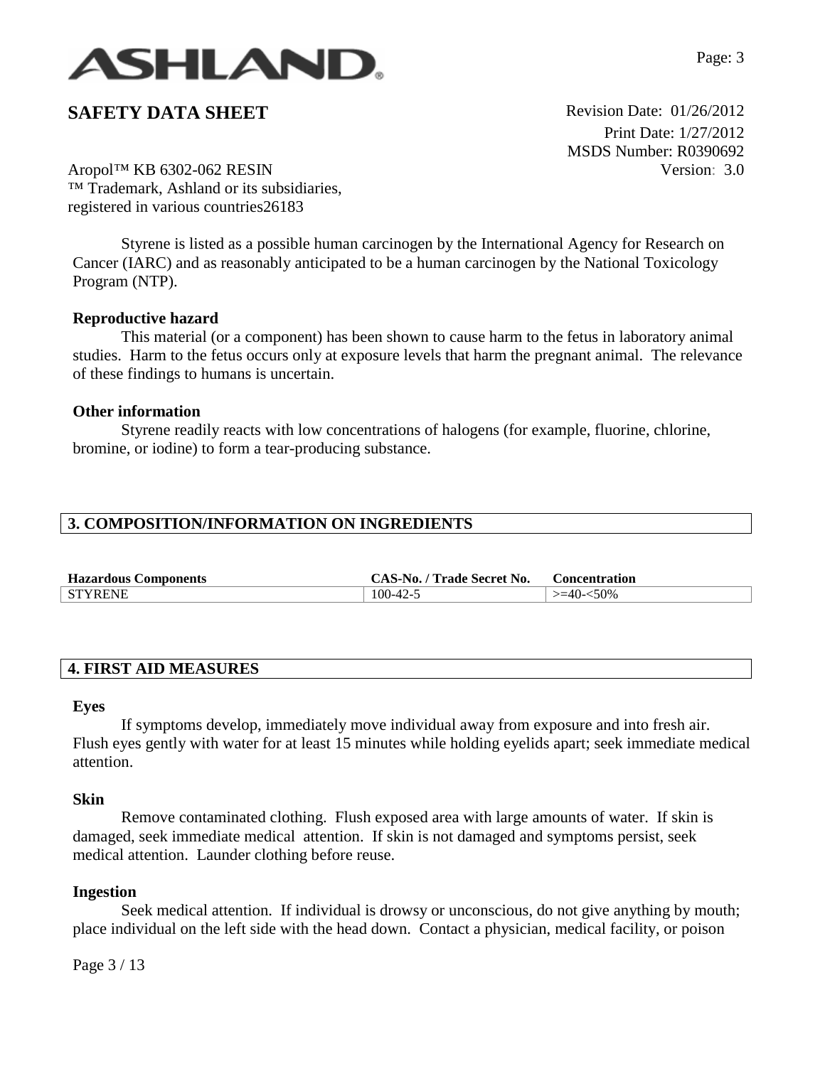Styrene is listed as a possible human carcinogen by the International Agency for Research on Cancer (IARC) and as reasonably anticipated to be a human carcinogen by the National Toxicology Program (NTP).

**Reproductive hazard**

This material (or a component) has been shown to cause harm to the fetus in laboratory animal studies. Harm to the fetus occurs only at exposure levels that harm the pregnant animal. The relevance of these findings to humans is uncertain.

**Other information**

Styrene readily reacts with low concentrations of halogens (for example, fluorine, chlorine, bromine, or iodine) to form a tear-producing substance.

## 3. COMPOSITION/INFORMATION ON INGREDIENTS

| Hazardous Components | CAS-No. / Trade Secret No. | Concentration |
|---|---|---|
| STYRENE | 100-42-5 | >=40-<50% |

## 4. FIRST AID MEASURES

**Eyes**

If symptoms develop, immediately move individual away from exposure and into fresh air. Flush eyes gently with water for at least 15 minutes while holding eyelids apart; seek immediate medical attention.

**Skin**

Remove contaminated clothing. Flush exposed area with large amounts of water. If skin is damaged, seek immediate medical attention. If skin is not damaged and symptoms persist, seek medical attention. Launder clothing before reuse.

**Ingestion**

Seek medical attention. If individual is drowsy or unconscious, do not give anything by mouth; place individual on the left side with the head down. Contact a physician, medical facility, or poison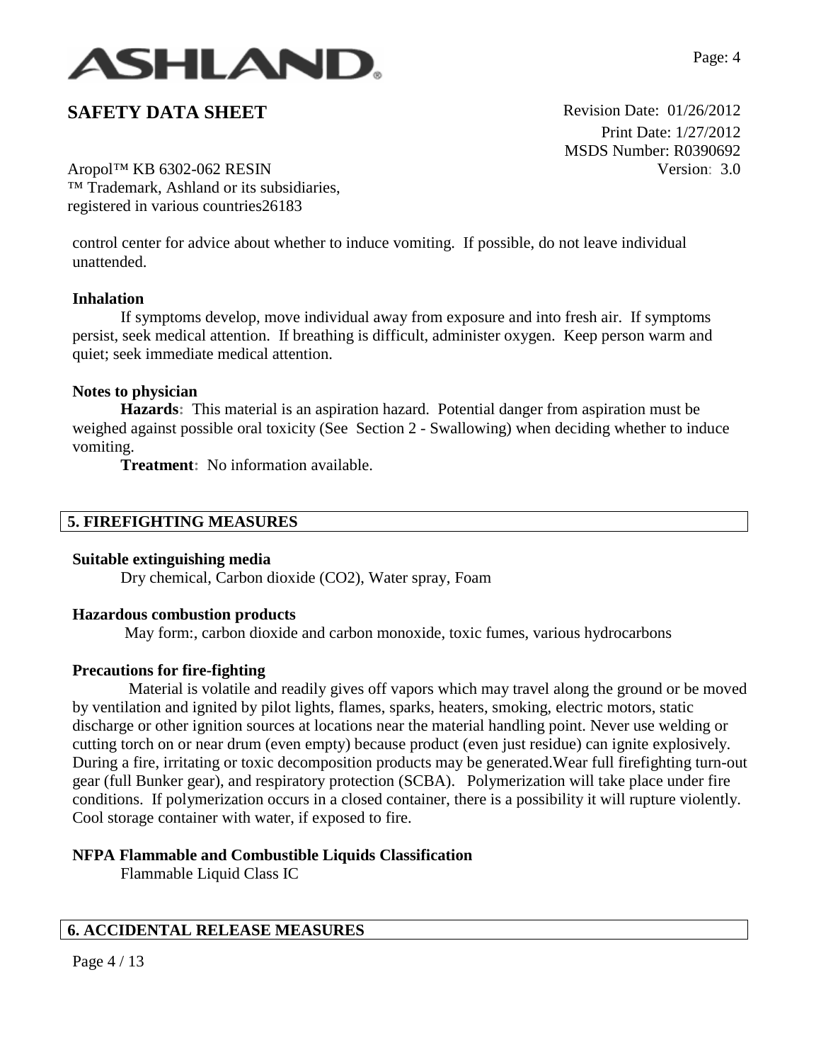control center for advice about whether to induce vomiting. If possible, do not leave individual unattended.

**Inhalation**

If symptoms develop, move individual away from exposure and into fresh air. If symptoms persist, seek medical attention. If breathing is difficult, administer oxygen. Keep person warm and quiet; seek immediate medical attention.

**Notes to physician**

**Hazards:** This material is an aspiration hazard. Potential danger from aspiration must be weighed against possible oral toxicity (See Section 2 - Swallowing) when deciding whether to induce vomiting.

**Treatment:** No information available.

## 5. FIREFIGHTING MEASURES

**Suitable extinguishing media**

Dry chemical, Carbon dioxide ($CO_2$), Water spray, Foam

**Hazardous combustion products**

May form:, carbon dioxide and carbon monoxide, toxic fumes, various hydrocarbons

**Precautions for fire-fighting**

Material is volatile and readily gives off vapors which may travel along the ground or be moved by ventilation and ignited by pilot lights, flames, sparks, heaters, smoking, electric motors, static discharge or other ignition sources at locations near the material handling point. Never use welding or cutting torch on or near drum (even empty) because product (even just residue) can ignite explosively. During a fire, irritating or toxic decomposition products may be generated.Wear full firefighting turn-out gear (full Bunker gear), and respiratory protection (SCBA). Polymerization will take place under fire conditions. If polymerization occurs in a closed container, there is a possibility it will rupture violently. Cool storage container with water, if exposed to fire.

**NFPA Flammable and Combustible Liquids Classification**

Flammable Liquid Class IC

## 6. ACCIDENTAL RELEASE MEASURES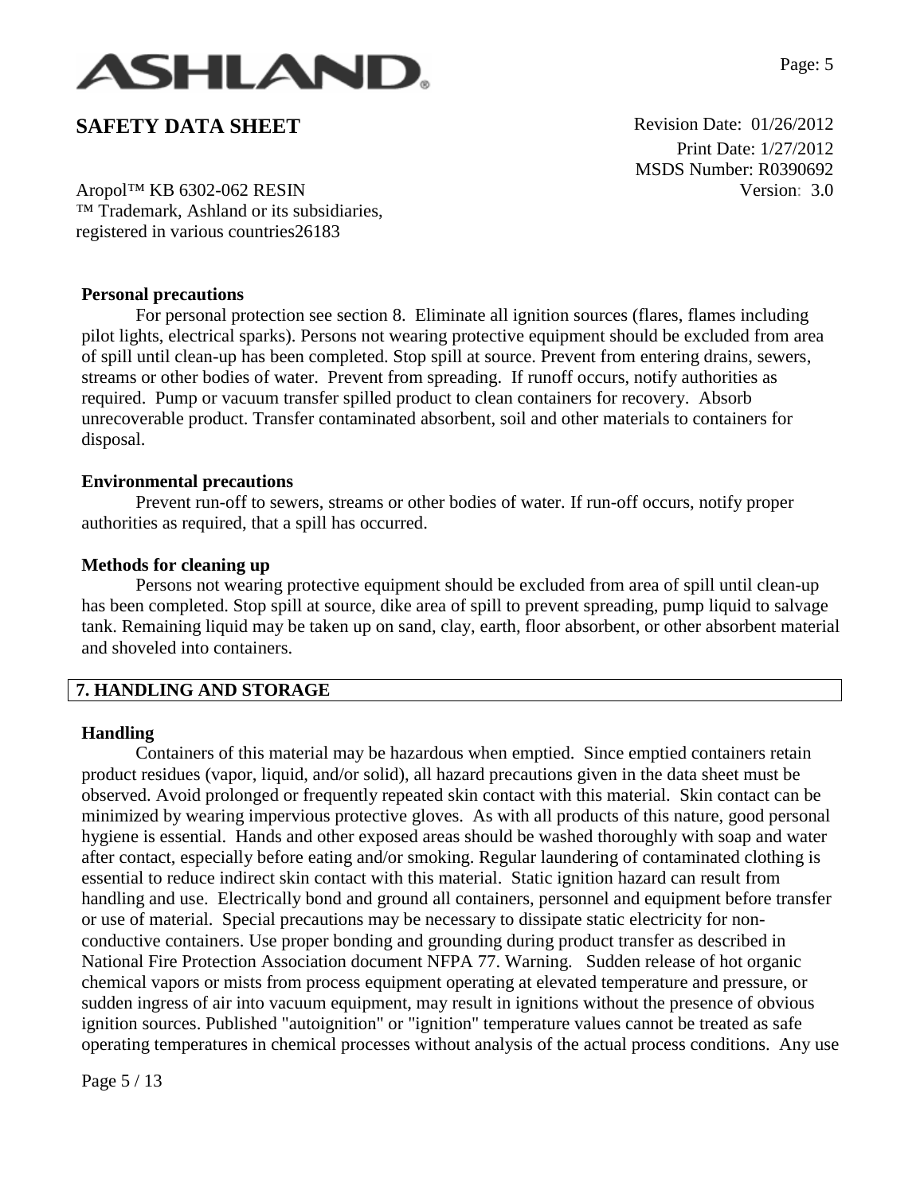#### Personal precautions

For personal protection see section 8. Eliminate all ignition sources (flares, flames including pilot lights, electrical sparks). Persons not wearing protective equipment should be excluded from area of spill until clean-up has been completed. Stop spill at source. Prevent from entering drains, sewers, streams or other bodies of water. Prevent from spreading. If runoff occurs, notify authorities as required. Pump or vacuum transfer spilled product to clean containers for recovery. Absorb unrecoverable product. Transfer contaminated absorbent, soil and other materials to containers for disposal.

#### Environmental precautions

Prevent run-off to sewers, streams or other bodies of water. If run-off occurs, notify proper authorities as required, that a spill has occurred.

#### Methods for cleaning up

Persons not wearing protective equipment should be excluded from area of spill until clean-up has been completed. Stop spill at source, dike area of spill to prevent spreading, pump liquid to salvage tank. Remaining liquid may be taken up on sand, clay, earth, floor absorbent, or other absorbent material and shoveled into containers.

## 7. HANDLING AND STORAGE

#### Handling

Containers of this material may be hazardous when emptied. Since emptied containers retain product residues (vapor, liquid, and/or solid), all hazard precautions given in the data sheet must be observed. Avoid prolonged or frequently repeated skin contact with this material. Skin contact can be minimized by wearing impervious protective gloves. As with all products of this nature, good personal hygiene is essential. Hands and other exposed areas should be washed thoroughly with soap and water after contact, especially before eating and/or smoking. Regular laundering of contaminated clothing is essential to reduce indirect skin contact with this material. Static ignition hazard can result from handling and use. Electrically bond and ground all containers, personnel and equipment before transfer or use of material. Special precautions may be necessary to dissipate static electricity for non-conductive containers. Use proper bonding and grounding during product transfer as described in National Fire Protection Association document NFPA 77. Warning. Sudden release of hot organic chemical vapors or mists from process equipment operating at elevated temperature and pressure, or sudden ingress of air into vacuum equipment, may result in ignitions without the presence of obvious ignition sources. Published "autoignition" or "ignition" temperature values cannot be treated as safe operating temperatures in chemical processes without analysis of the actual process conditions. Any use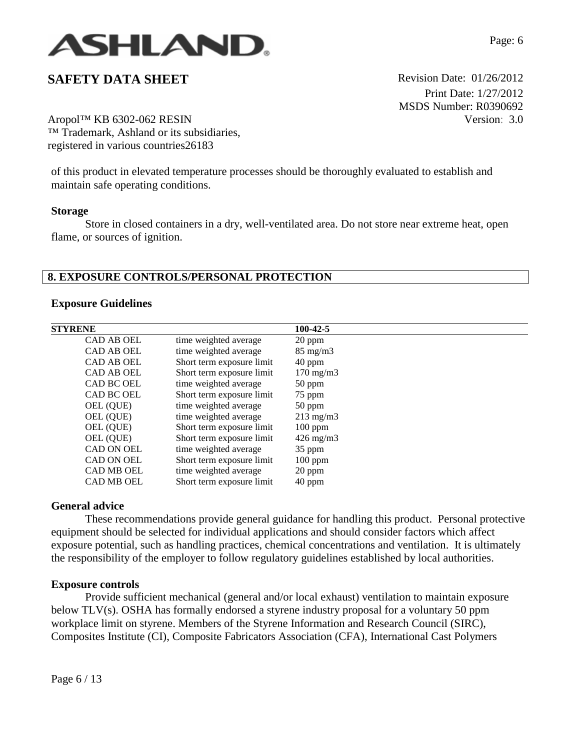of this product in elevated temperature processes should be thoroughly evaluated to establish and maintain safe operating conditions.

**Storage**

Store in closed containers in a dry, well-ventilated area. Do not store near extreme heat, open flame, or sources of ignition.

## 8. EXPOSURE CONTROLS/PERSONAL PROTECTION

**Exposure Guidelines**

| **STYRENE** | | **100-42-5** |
|---|---|---|
| CAD AB OEL | time weighted average | 20 ppm |
| CAD AB OEL | time weighted average | 85 mg/m3 |
| CAD AB OEL | Short term exposure limit | 40 ppm |
| CAD AB OEL | Short term exposure limit | 170 mg/m3 |
| CAD BC OEL | time weighted average | 50 ppm |
| CAD BC OEL | Short term exposure limit | 75 ppm |
| OEL (QUE) | time weighted average | 50 ppm |
| OEL (QUE) | time weighted average | 213 mg/m3 |
| OEL (QUE) | Short term exposure limit | 100 ppm |
| OEL (QUE) | Short term exposure limit | 426 mg/m3 |
| CAD ON OEL | time weighted average | 35 ppm |
| CAD ON OEL | Short term exposure limit | 100 ppm |
| CAD MB OEL | time weighted average | 20 ppm |
| CAD MB OEL | Short term exposure limit | 40 ppm |

**General advice**

These recommendations provide general guidance for handling this product. Personal protective equipment should be selected for individual applications and should consider factors which affect exposure potential, such as handling practices, chemical concentrations and ventilation. It is ultimately the responsibility of the employer to follow regulatory guidelines established by local authorities.

**Exposure controls**

Provide sufficient mechanical (general and/or local exhaust) ventilation to maintain exposure below TLV(s). OSHA has formally endorsed a styrene industry proposal for a voluntary 50 ppm workplace limit on styrene. Members of the Styrene Information and Research Council (SIRC), Composites Institute (CI), Composite Fabricators Association (CFA), International Cast Polymers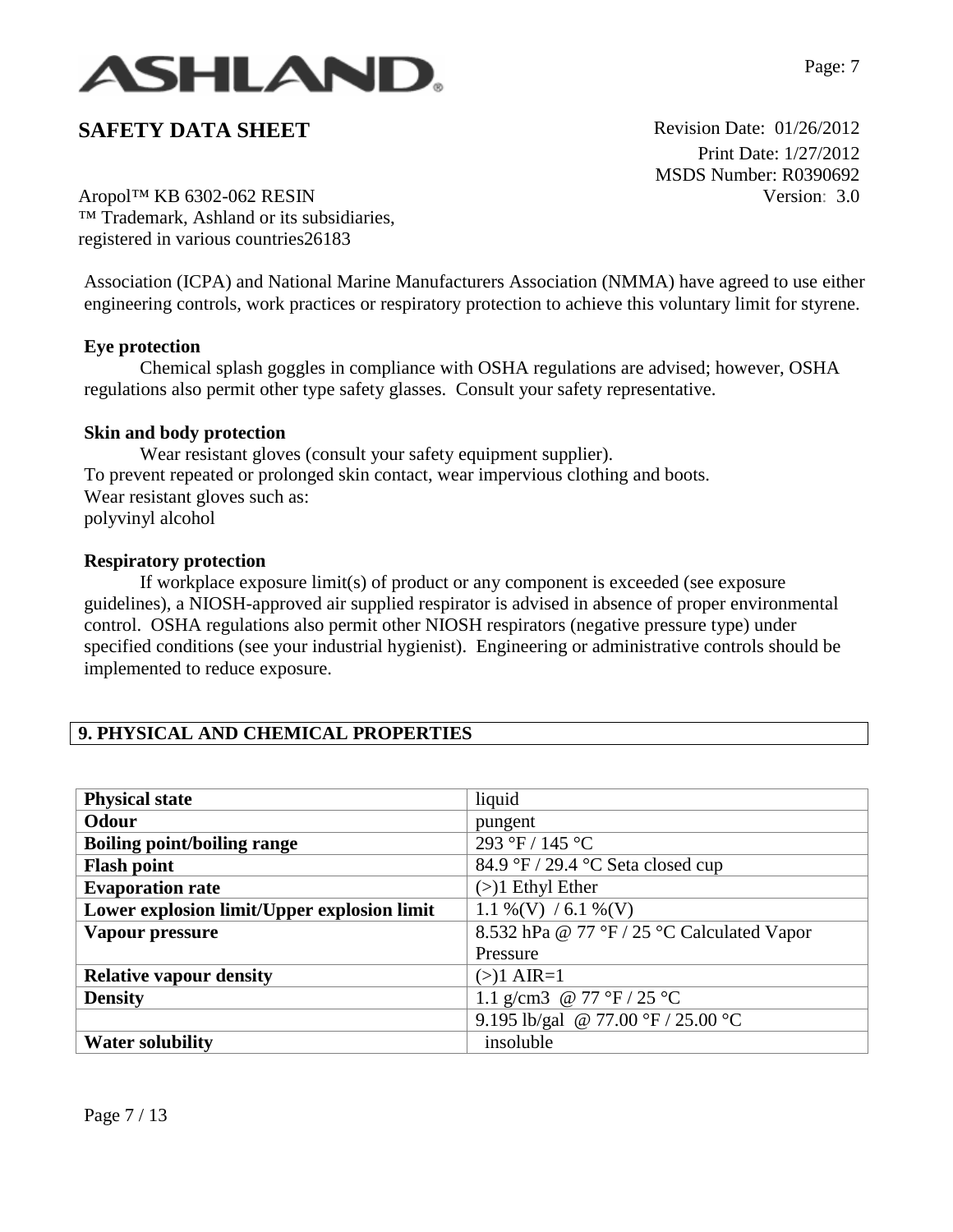Association (ICPA) and National Marine Manufacturers Association (NMMA) have agreed to use either engineering controls, work practices or respiratory protection to achieve this voluntary limit for styrene.

**Eye protection**

Chemical splash goggles in compliance with OSHA regulations are advised; however, OSHA regulations also permit other type safety glasses. Consult your safety representative.

**Skin and body protection**

Wear resistant gloves (consult your safety equipment supplier).
To prevent repeated or prolonged skin contact, wear impervious clothing and boots.
Wear resistant gloves such as:
polyvinyl alcohol

**Respiratory protection**

If workplace exposure limit(s) of product or any component is exceeded (see exposure guidelines), a NIOSH-approved air supplied respirator is advised in absence of proper environmental control. OSHA regulations also permit other NIOSH respirators (negative pressure type) under specified conditions (see your industrial hygienist). Engineering or administrative controls should be implemented to reduce exposure.

## 9. PHYSICAL AND CHEMICAL PROPERTIES

| | |
|---|---|
| **Physical state** | liquid |
| **Odour** | pungent |
| **Boiling point/boiling range** | 293 °F / 145 °C |
| **Flash point** | 84.9 °F / 29.4 °C Seta closed cup |
| **Evaporation rate** | (>)1 Ethyl Ether |
| **Lower explosion limit/Upper explosion limit** | 1.1 %(V) / 6.1 %(V) |
| **Vapour pressure** | 8.532 hPa @ 77 °F / 25 °C Calculated Vapor Pressure |
| **Relative vapour density** | (>)1 AIR=1 |
| **Density** | 1.1 g/cm3 @ 77 °F / 25 °C |
| | 9.195 lb/gal @ 77.00 °F / 25.00 °C |
| **Water solubility** | insoluble |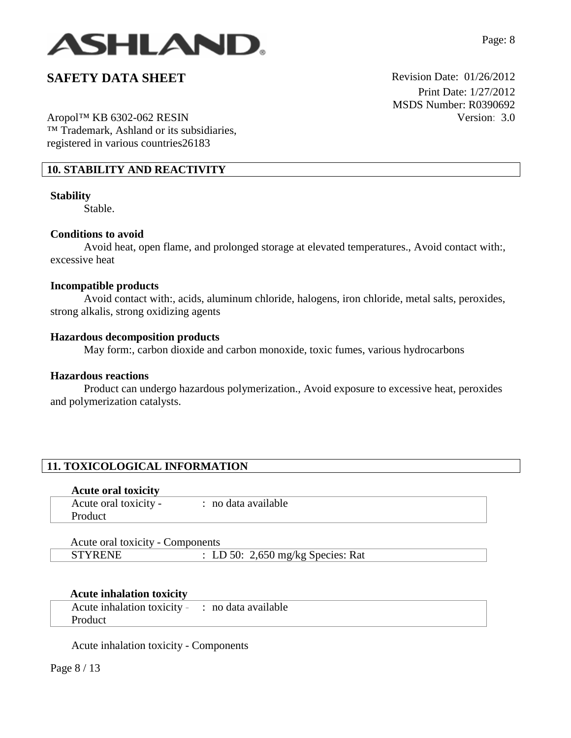## 10. STABILITY AND REACTIVITY

**Stability**

Stable.

**Conditions to avoid**

Avoid heat, open flame, and prolonged storage at elevated temperatures., Avoid contact with:, excessive heat

**Incompatible products**

Avoid contact with:, acids, aluminum chloride, halogens, iron chloride, metal salts, peroxides, strong alkalis, strong oxidizing agents

**Hazardous decomposition products**

May form:, carbon dioxide and carbon monoxide, toxic fumes, various hydrocarbons

**Hazardous reactions**

Product can undergo hazardous polymerization., Avoid exposure to excessive heat, peroxides and polymerization catalysts.

## 11. TOXICOLOGICAL INFORMATION

**Acute oral toxicity**

| Acute oral toxicity - Product | : no data available |
|---|---|

Acute oral toxicity - Components

| STYRENE | : LD 50: 2,650 mg/kg Species: Rat |
|---|---|

**Acute inhalation toxicity**

| Acute inhalation toxicity - Product | : no data available |
|---|---|

Acute inhalation toxicity - Components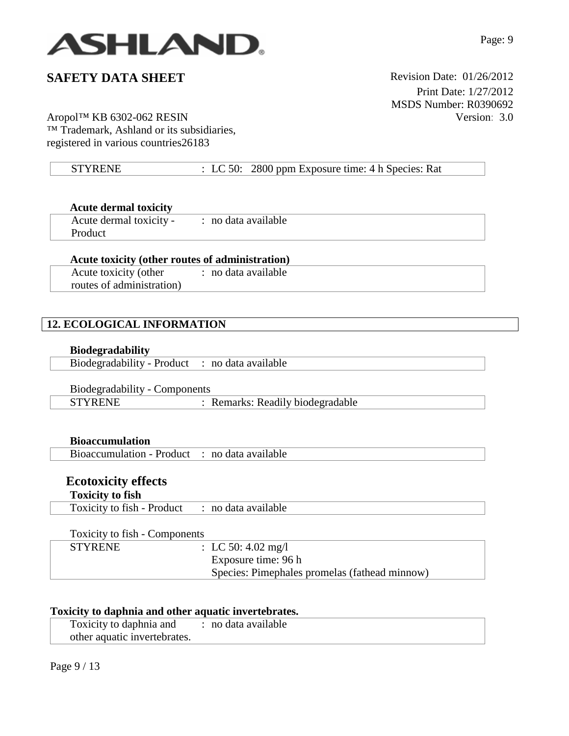| | |
|---|---|
| STYRENE | : LC 50: 2800 ppm Exposure time: 4 h Species: Rat |

**Acute dermal toxicity**

| | |
|---|---|
| Acute dermal toxicity - Product | : no data available |

**Acute toxicity (other routes of administration)**

| | |
|---|---|
| Acute toxicity (other routes of administration) | : no data available |

## 12. ECOLOGICAL INFORMATION

**Biodegradability**

| | |
|---|---|
| Biodegradability - Product | : no data available |

Biodegradability - Components

| | |
|---|---|
| STYRENE | : Remarks: Readily biodegradable |

**Bioaccumulation**

| | |
|---|---|
| Bioaccumulation - Product | : no data available |

### Ecotoxicity effects

**Toxicity to fish**

| | |
|---|---|
| Toxicity to fish - Product | : no data available |

Toxicity to fish - Components

| | |
|---|---|
| STYRENE | : LC 50: 4.02 mg/l<br>Exposure time: 96 h<br>Species: Pimephales promelas (fathead minnow) |

**Toxicity to daphnia and other aquatic invertebrates.**

| | |
|---|---|
| Toxicity to daphnia and other aquatic invertebrates. | : no data available |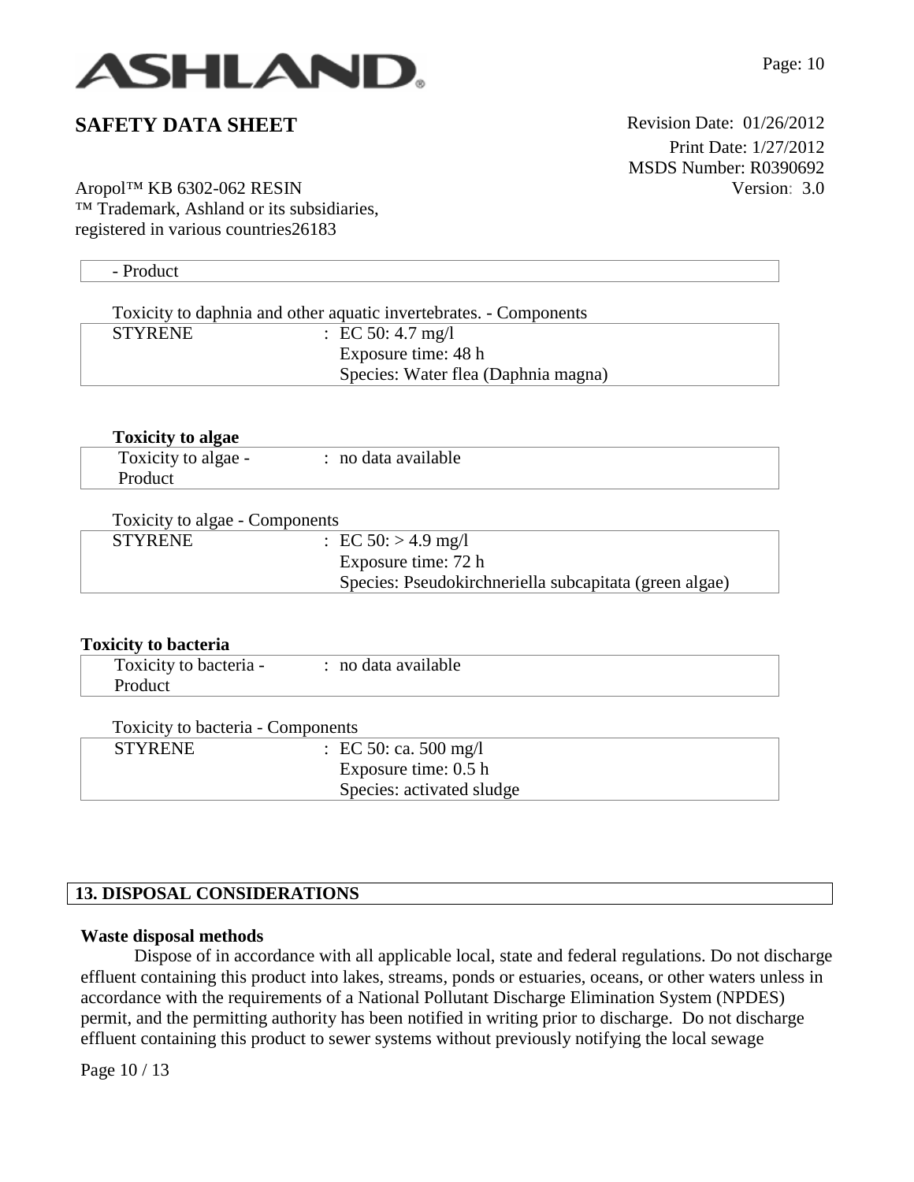- Product

Toxicity to daphnia and other aquatic invertebrates. - Components

| | |
|---|---|
| STYRENE | : EC 50: 4.7 mg/l<br>Exposure time: 48 h<br>Species: Water flea (Daphnia magna) |

**Toxicity to algae**

| | |
|---|---|
| Toxicity to algae - Product | : no data available |

Toxicity to algae - Components

| | |
|---|---|
| STYRENE | : EC 50: > 4.9 mg/l<br>Exposure time: 72 h<br>Species: Pseudokirchneriella subcapitata (green algae) |

**Toxicity to bacteria**

| | |
|---|---|
| Toxicity to bacteria - Product | : no data available |

Toxicity to bacteria - Components

| | |
|---|---|
| STYRENE | : EC 50: ca. 500 mg/l<br>Exposure time: 0.5 h<br>Species: activated sludge |

## 13. DISPOSAL CONSIDERATIONS

**Waste disposal methods**

Dispose of in accordance with all applicable local, state and federal regulations. Do not discharge effluent containing this product into lakes, streams, ponds or estuaries, oceans, or other waters unless in accordance with the requirements of a National Pollutant Discharge Elimination System (NPDES) permit, and the permitting authority has been notified in writing prior to discharge. Do not discharge effluent containing this product to sewer systems without previously notifying the local sewage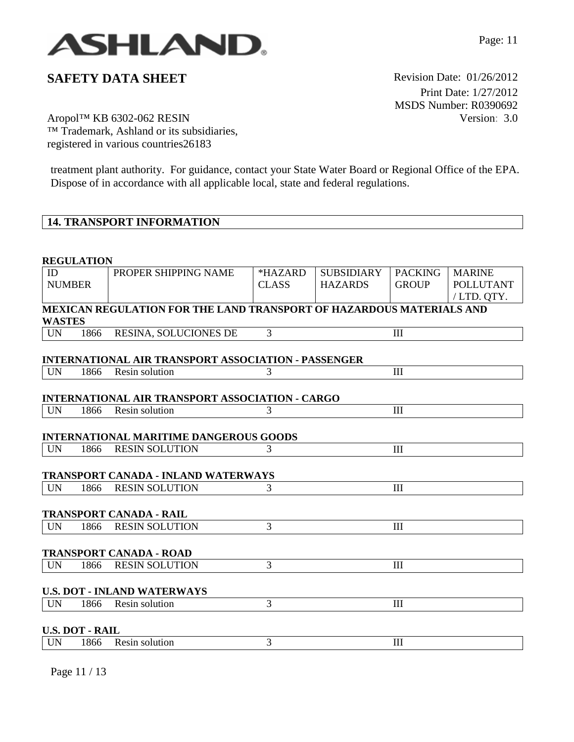treatment plant authority. For guidance, contact your State Water Board or Regional Office of the EPA. Dispose of in accordance with all applicable local, state and federal regulations.

## 14. TRANSPORT INFORMATION

**REGULATION**

| ID NUMBER | PROPER SHIPPING NAME | *HAZARD CLASS | SUBSIDIARY HAZARDS | PACKING GROUP | MARINE POLLUTANT / LTD. QTY. |
|---|---|---|---|---|---|
| **MEXICAN REGULATION FOR THE LAND TRANSPORT OF HAZARDOUS MATERIALS AND WASTES** | | | | | |
| UN 1866 | RESINA, SOLUCIONES DE | 3 | | III | |
| **INTERNATIONAL AIR TRANSPORT ASSOCIATION - PASSENGER** | | | | | |
| UN 1866 | Resin solution | 3 | | III | |
| **INTERNATIONAL AIR TRANSPORT ASSOCIATION - CARGO** | | | | | |
| UN 1866 | Resin solution | 3 | | III | |
| **INTERNATIONAL MARITIME DANGEROUS GOODS** | | | | | |
| UN 1866 | RESIN SOLUTION | 3 | | III | |
| **TRANSPORT CANADA - INLAND WATERWAYS** | | | | | |
| UN 1866 | RESIN SOLUTION | 3 | | III | |
| **TRANSPORT CANADA - RAIL** | | | | | |
| UN 1866 | RESIN SOLUTION | 3 | | III | |
| **TRANSPORT CANADA - ROAD** | | | | | |
| UN 1866 | RESIN SOLUTION | 3 | | III | |
| **U.S. DOT - INLAND WATERWAYS** | | | | | |
| UN 1866 | Resin solution | 3 | | III | |
| **U.S. DOT - RAIL** | | | | | |
| UN 1866 | Resin solution | 3 | | III | |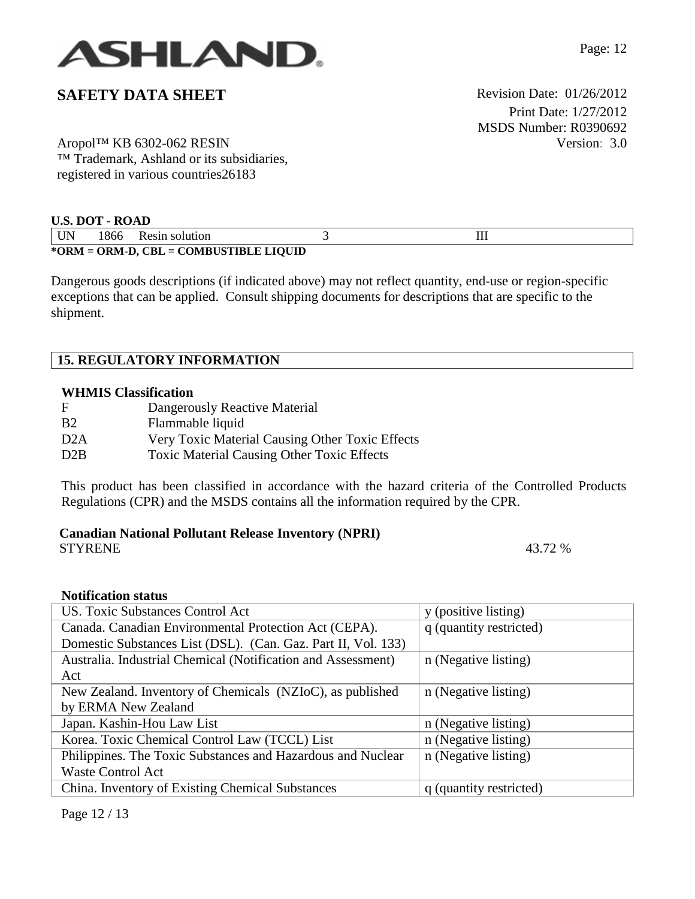**U.S. DOT - ROAD**

| UN | 1866 | Resin solution | 3 | III |
|---|---|---|---|---|

***ORM = ORM-D, CBL = COMBUSTIBLE LIQUID**

Dangerous goods descriptions (if indicated above) may not reflect quantity, end-use or region-specific exceptions that can be applied. Consult shipping documents for descriptions that are specific to the shipment.

## 15. REGULATORY INFORMATION

**WHMIS Classification**

| | |
|---|---|
| F | Dangerously Reactive Material |
| B2 | Flammable liquid |
| D2A | Very Toxic Material Causing Other Toxic Effects |
| D2B | Toxic Material Causing Other Toxic Effects |

This product has been classified in accordance with the hazard criteria of the Controlled Products Regulations (CPR) and the MSDS contains all the information required by the CPR.

**Canadian National Pollutant Release Inventory (NPRI)**

| | |
|---|---|
| STYRENE | 43.72 % |

**Notification status**

| | |
|---|---|
| US. Toxic Substances Control Act | y (positive listing) |
| Canada. Canadian Environmental Protection Act (CEPA). Domestic Substances List (DSL). (Can. Gaz. Part II, Vol. 133) | q (quantity restricted) |
| Australia. Industrial Chemical (Notification and Assessment) Act | n (Negative listing) |
| New Zealand. Inventory of Chemicals (NZIoC), as published by ERMA New Zealand | n (Negative listing) |
| Japan. Kashin-Hou Law List | n (Negative listing) |
| Korea. Toxic Chemical Control Law (TCCL) List | n (Negative listing) |
| Philippines. The Toxic Substances and Hazardous and Nuclear Waste Control Act | n (Negative listing) |
| China. Inventory of Existing Chemical Substances | q (quantity restricted) |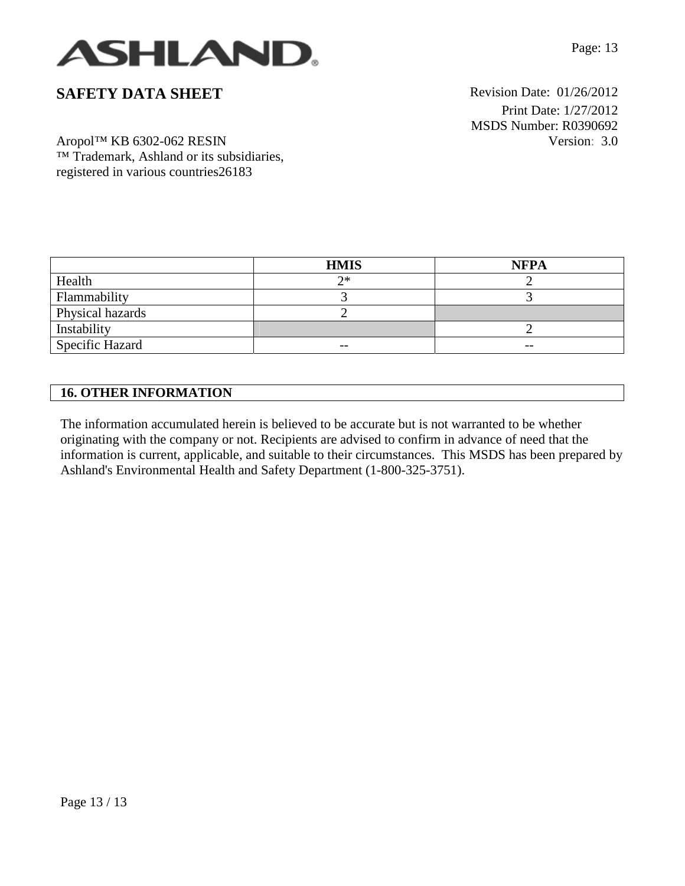| | HMIS | NFPA |
|---|---|---|
| Health | 2* | 2 |
| Flammability | 3 | 3 |
| Physical hazards | 2 | |
| Instability | | 2 |
| Specific Hazard | -- | -- |

## 16. OTHER INFORMATION

The information accumulated herein is believed to be accurate but is not warranted to be whether originating with the company or not. Recipients are advised to confirm in advance of need that the information is current, applicable, and suitable to their circumstances. This MSDS has been prepared by Ashland's Environmental Health and Safety Department (1-800-325-3751).